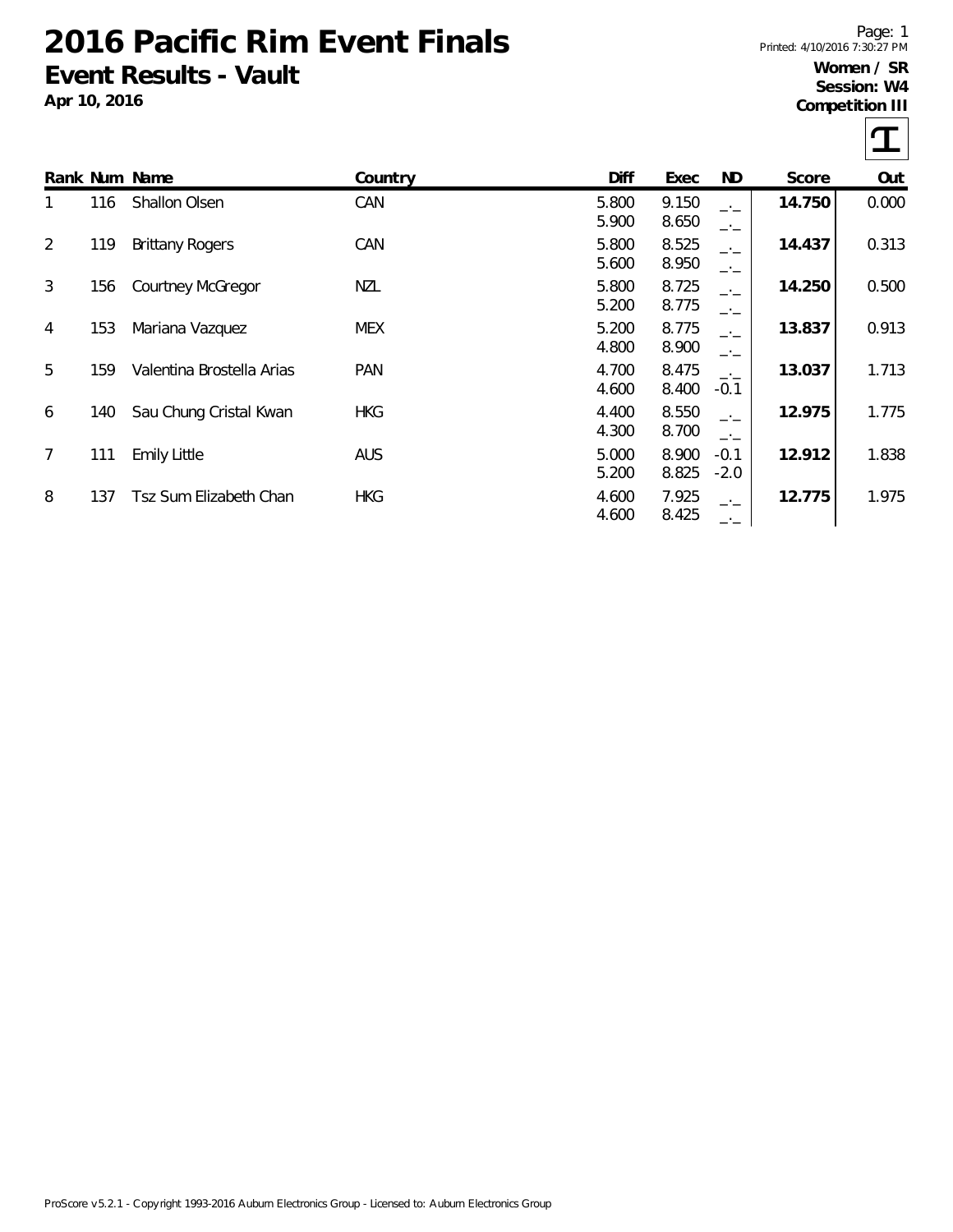# 2016 Pacific Rim Event Finals

## Event Results - Vault

**Apr 10, 2016**

**Women / SR**
**Session: W4**
**Competition III**

| Rank | Num | Name | Country | Diff | Exec | ND | Score | Out |
|---|---|---|---|---|---|---|---|---|
| 1 | 116 | Shallon Olsen | CAN | 5.800 | 9.150 | _._ | **14.750** | 0.000 |
| | | | | 5.900 | 8.650 | _._ | | |
| 2 | 119 | Brittany Rogers | CAN | 5.800 | 8.525 | _._ | **14.437** | 0.313 |
| | | | | 5.600 | 8.950 | _._ | | |
| 3 | 156 | Courtney McGregor | NZL | 5.800 | 8.725 | _._ | **14.250** | 0.500 |
| | | | | 5.200 | 8.775 | _._ | | |
| 4 | 153 | Mariana Vazquez | MEX | 5.200 | 8.775 | _._ | **13.837** | 0.913 |
| | | | | 4.800 | 8.900 | _._ | | |
| 5 | 159 | Valentina Brostella Arias | PAN | 4.700 | 8.475 | _._ | **13.037** | 1.713 |
| | | | | 4.600 | 8.400 | -0.1 | | |
| 6 | 140 | Sau Chung Cristal Kwan | HKG | 4.400 | 8.550 | _._ | **12.975** | 1.775 |
| | | | | 4.300 | 8.700 | _._ | | |
| 7 | 111 | Emily Little | AUS | 5.000 | 8.900 | -0.1 | **12.912** | 1.838 |
| | | | | 5.200 | 8.825 | -2.0 | | |
| 8 | 137 | Tsz Sum Elizabeth Chan | HKG | 4.600 | 7.925 | _._ | **12.775** | 1.975 |
| | | | | 4.600 | 8.425 | _._ | | |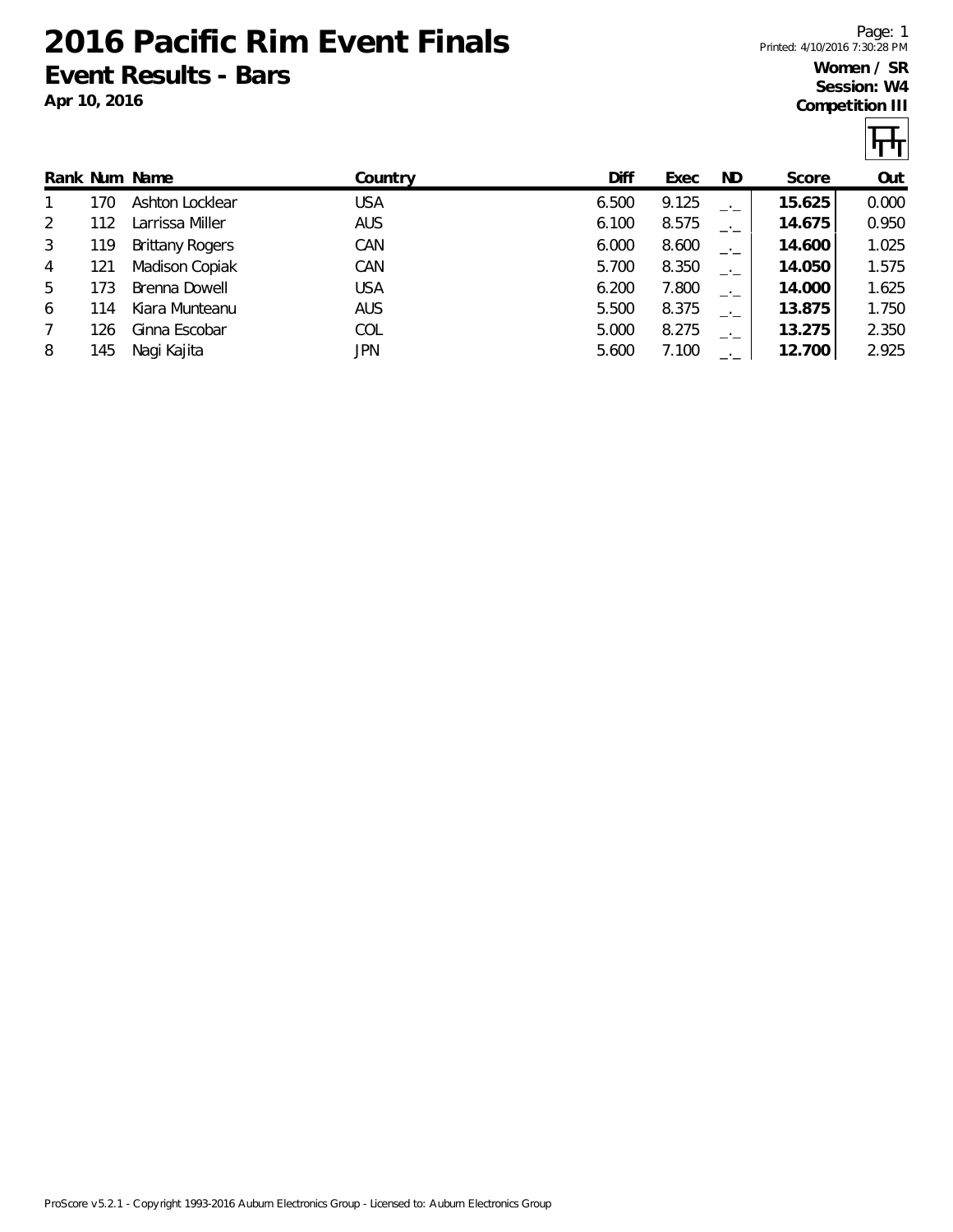# 2016 Pacific Rim Event Finals

## Event Results - Bars

**Apr 10, 2016**

**Women / SR**
**Session: W4**
**Competition III**

| Rank | Num | Name | Country | Diff | Exec | ND | Score | Out |
|---|---|---|---|---|---|---|---|---|
| 1 | 170 | Ashton Locklear | USA | 6.500 | 9.125 | _._ | **15.625** | 0.000 |
| 2 | 112 | Larrissa Miller | AUS | 6.100 | 8.575 | _._ | **14.675** | 0.950 |
| 3 | 119 | Brittany Rogers | CAN | 6.000 | 8.600 | _._ | **14.600** | 1.025 |
| 4 | 121 | Madison Copiak | CAN | 5.700 | 8.350 | _._ | **14.050** | 1.575 |
| 5 | 173 | Brenna Dowell | USA | 6.200 | 7.800 | _._ | **14.000** | 1.625 |
| 6 | 114 | Kiara Munteanu | AUS | 5.500 | 8.375 | _._ | **13.875** | 1.750 |
| 7 | 126 | Ginna Escobar | COL | 5.000 | 8.275 | _._ | **13.275** | 2.350 |
| 8 | 145 | Nagi Kajita | JPN | 5.600 | 7.100 | _._ | **12.700** | 2.925 |

ProScore v5.2.1 - Copyright 1993-2016 Auburn Electronics Group - Licensed to: Auburn Electronics Group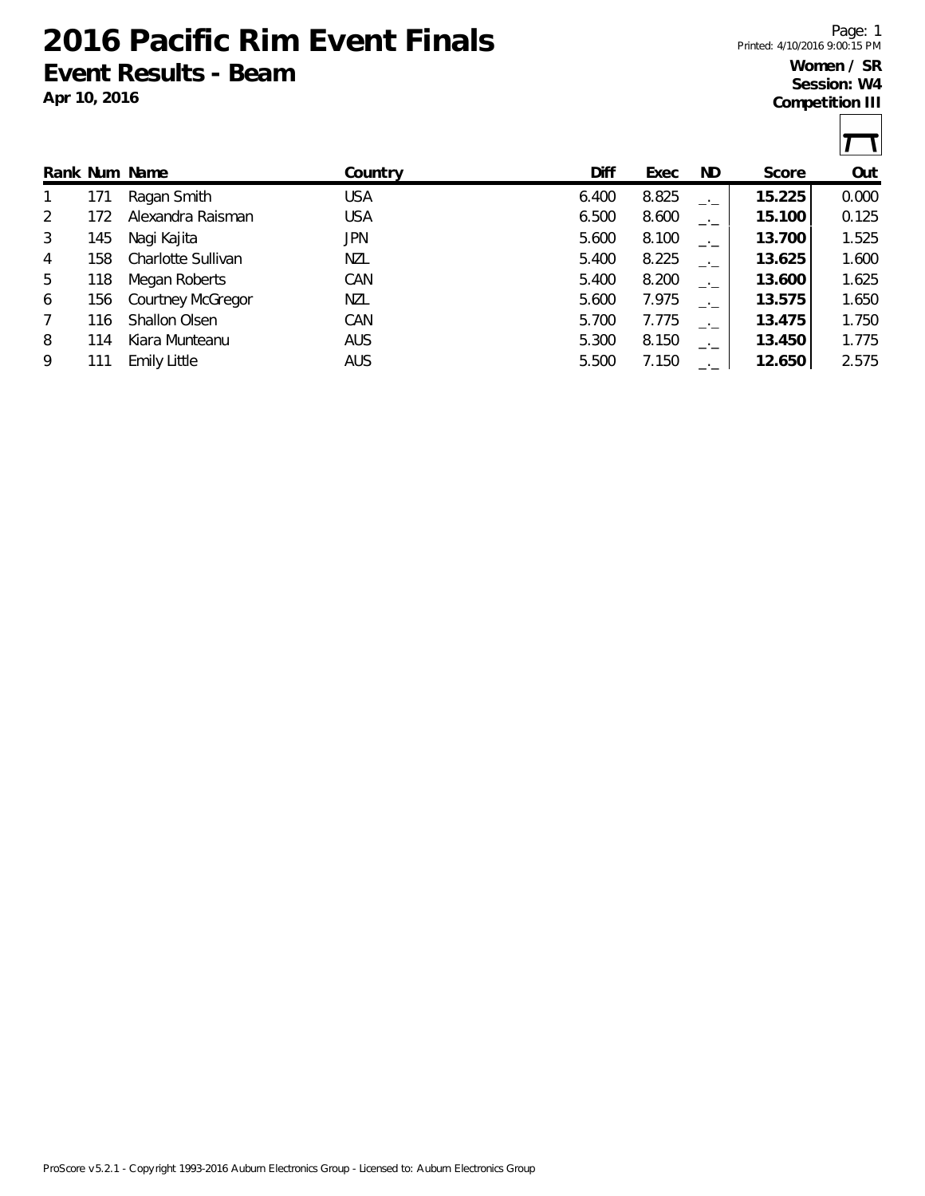# 2016 Pacific Rim Event Finals

## Event Results - Beam

**Apr 10, 2016**

**Women / SR**
**Session: W4**
**Competition III**

| Rank | Num | Name | Country | Diff | Exec | ND | Score | Out |
|---|---|---|---|---|---|---|---|---|
| 1 | 171 | Ragan Smith | USA | 6.400 | 8.825 | _._ | **15.225** | 0.000 |
| 2 | 172 | Alexandra Raisman | USA | 6.500 | 8.600 | _._ | **15.100** | 0.125 |
| 3 | 145 | Nagi Kajita | JPN | 5.600 | 8.100 | _._ | **13.700** | 1.525 |
| 4 | 158 | Charlotte Sullivan | NZL | 5.400 | 8.225 | _._ | **13.625** | 1.600 |
| 5 | 118 | Megan Roberts | CAN | 5.400 | 8.200 | _._ | **13.600** | 1.625 |
| 6 | 156 | Courtney McGregor | NZL | 5.600 | 7.975 | _._ | **13.575** | 1.650 |
| 7 | 116 | Shallon Olsen | CAN | 5.700 | 7.775 | _._ | **13.475** | 1.750 |
| 8 | 114 | Kiara Munteanu | AUS | 5.300 | 8.150 | _._ | **13.450** | 1.775 |
| 9 | 111 | Emily Little | AUS | 5.500 | 7.150 | _._ | **12.650** | 2.575 |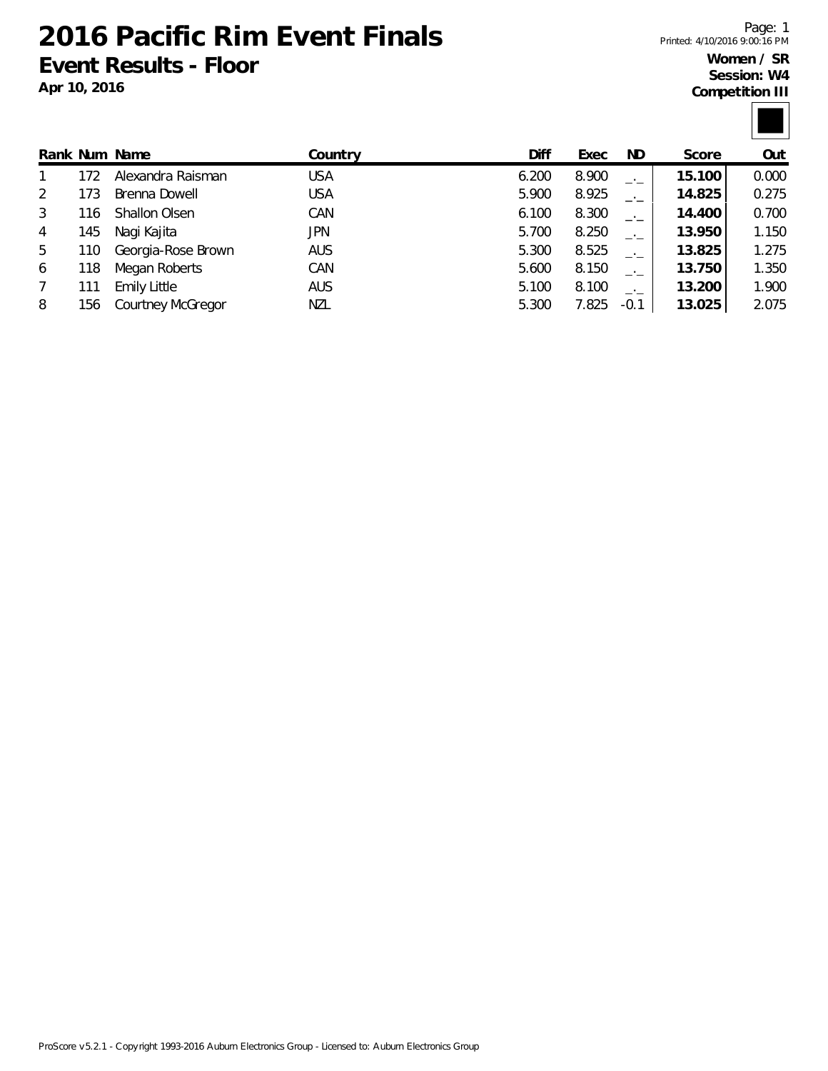# 2016 Pacific Rim Event Finals

## Event Results - Floor

**Apr 10, 2016**

Printed: 4/10/2016 9:00:16 PM

**Women / SR**
**Session: W4**
**Competition III**

| Rank | Num | Name | Country | Diff | Exec | ND | Score | Out |
|---|---|---|---|---|---|---|---|---|
| 1 | 172 | Alexandra Raisman | USA | 6.200 | 8.900 | _._ | **15.100** | 0.000 |
| 2 | 173 | Brenna Dowell | USA | 5.900 | 8.925 | _._ | **14.825** | 0.275 |
| 3 | 116 | Shallon Olsen | CAN | 6.100 | 8.300 | _._ | **14.400** | 0.700 |
| 4 | 145 | Nagi Kajita | JPN | 5.700 | 8.250 | _._ | **13.950** | 1.150 |
| 5 | 110 | Georgia-Rose Brown | AUS | 5.300 | 8.525 | _._ | **13.825** | 1.275 |
| 6 | 118 | Megan Roberts | CAN | 5.600 | 8.150 | _._ | **13.750** | 1.350 |
| 7 | 111 | Emily Little | AUS | 5.100 | 8.100 | _._ | **13.200** | 1.900 |
| 8 | 156 | Courtney McGregor | NZL | 5.300 | 7.825 | -0.1 | **13.025** | 2.075 |

ProScore v5.2.1 - Copyright 1993-2016 Auburn Electronics Group - Licensed to: Auburn Electronics Group